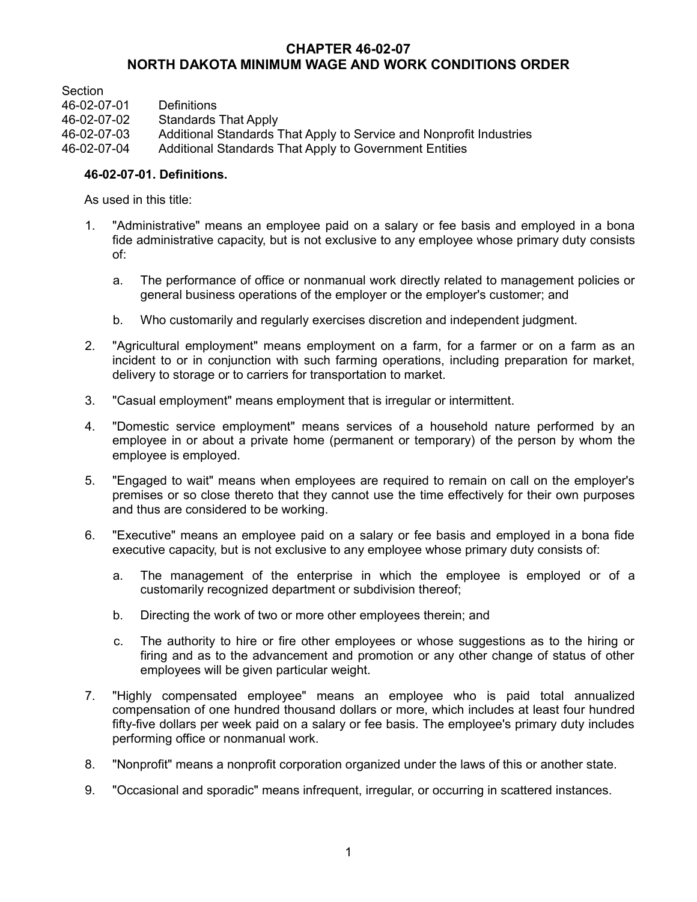# CHAPTER 46-02-07
# NORTH DAKOTA MINIMUM WAGE AND WORK CONDITIONS ORDER

| Section | |
|---|---|
| 46-02-07-01 | Definitions |
| 46-02-07-02 | Standards That Apply |
| 46-02-07-03 | Additional Standards That Apply to Service and Nonprofit Industries |
| 46-02-07-04 | Additional Standards That Apply to Government Entities |

**46-02-07-01. Definitions.**

As used in this title:

1. "Administrative" means an employee paid on a salary or fee basis and employed in a bona fide administrative capacity, but is not exclusive to any employee whose primary duty consists of:
   a. The performance of office or nonmanual work directly related to management policies or general business operations of the employer or the employer's customer; and
   b. Who customarily and regularly exercises discretion and independent judgment.
2. "Agricultural employment" means employment on a farm, for a farmer or on a farm as an incident to or in conjunction with such farming operations, including preparation for market, delivery to storage or to carriers for transportation to market.
3. "Casual employment" means employment that is irregular or intermittent.
4. "Domestic service employment" means services of a household nature performed by an employee in or about a private home (permanent or temporary) of the person by whom the employee is employed.
5. "Engaged to wait" means when employees are required to remain on call on the employer's premises or so close thereto that they cannot use the time effectively for their own purposes and thus are considered to be working.
6. "Executive" means an employee paid on a salary or fee basis and employed in a bona fide executive capacity, but is not exclusive to any employee whose primary duty consists of:
   a. The management of the enterprise in which the employee is employed or of a customarily recognized department or subdivision thereof;
   b. Directing the work of two or more other employees therein; and
   c. The authority to hire or fire other employees or whose suggestions as to the hiring or firing and as to the advancement and promotion or any other change of status of other employees will be given particular weight.
7. "Highly compensated employee" means an employee who is paid total annualized compensation of one hundred thousand dollars or more, which includes at least four hundred fifty-five dollars per week paid on a salary or fee basis. The employee's primary duty includes performing office or nonmanual work.
8. "Nonprofit" means a nonprofit corporation organized under the laws of this or another state.
9. "Occasional and sporadic" means infrequent, irregular, or occurring in scattered instances.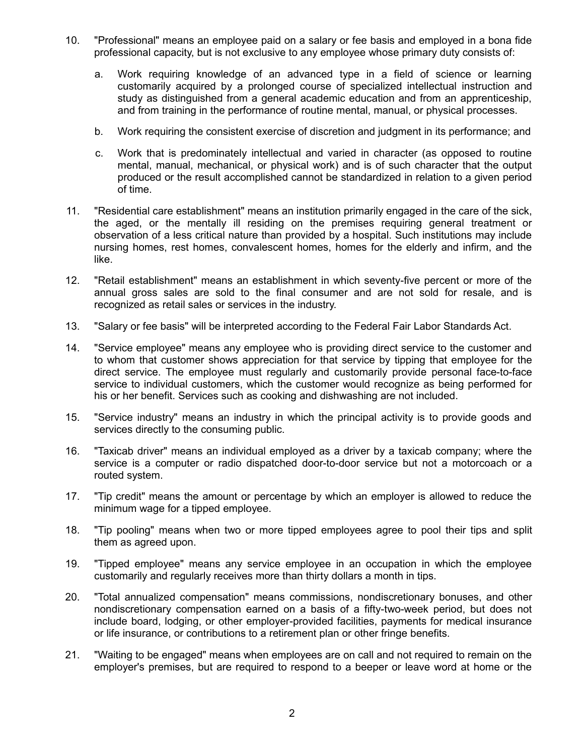10. "Professional" means an employee paid on a salary or fee basis and employed in a bona fide professional capacity, but is not exclusive to any employee whose primary duty consists of:

    a. Work requiring knowledge of an advanced type in a field of science or learning customarily acquired by a prolonged course of specialized intellectual instruction and study as distinguished from a general academic education and from an apprenticeship, and from training in the performance of routine mental, manual, or physical processes.

    b. Work requiring the consistent exercise of discretion and judgment in its performance; and

    c. Work that is predominately intellectual and varied in character (as opposed to routine mental, manual, mechanical, or physical work) and is of such character that the output produced or the result accomplished cannot be standardized in relation to a given period of time.

11. "Residential care establishment" means an institution primarily engaged in the care of the sick, the aged, or the mentally ill residing on the premises requiring general treatment or observation of a less critical nature than provided by a hospital. Such institutions may include nursing homes, rest homes, convalescent homes, homes for the elderly and infirm, and the like.

12. "Retail establishment" means an establishment in which seventy-five percent or more of the annual gross sales are sold to the final consumer and are not sold for resale, and is recognized as retail sales or services in the industry.

13. "Salary or fee basis" will be interpreted according to the Federal Fair Labor Standards Act.

14. "Service employee" means any employee who is providing direct service to the customer and to whom that customer shows appreciation for that service by tipping that employee for the direct service. The employee must regularly and customarily provide personal face-to-face service to individual customers, which the customer would recognize as being performed for his or her benefit. Services such as cooking and dishwashing are not included.

15. "Service industry" means an industry in which the principal activity is to provide goods and services directly to the consuming public.

16. "Taxicab driver" means an individual employed as a driver by a taxicab company; where the service is a computer or radio dispatched door-to-door service but not a motorcoach or a routed system.

17. "Tip credit" means the amount or percentage by which an employer is allowed to reduce the minimum wage for a tipped employee.

18. "Tip pooling" means when two or more tipped employees agree to pool their tips and split them as agreed upon.

19. "Tipped employee" means any service employee in an occupation in which the employee customarily and regularly receives more than thirty dollars a month in tips.

20. "Total annualized compensation" means commissions, nondiscretionary bonuses, and other nondiscretionary compensation earned on a basis of a fifty-two-week period, but does not include board, lodging, or other employer-provided facilities, payments for medical insurance or life insurance, or contributions to a retirement plan or other fringe benefits.

21. "Waiting to be engaged" means when employees are on call and not required to remain on the employer's premises, but are required to respond to a beeper or leave word at home or the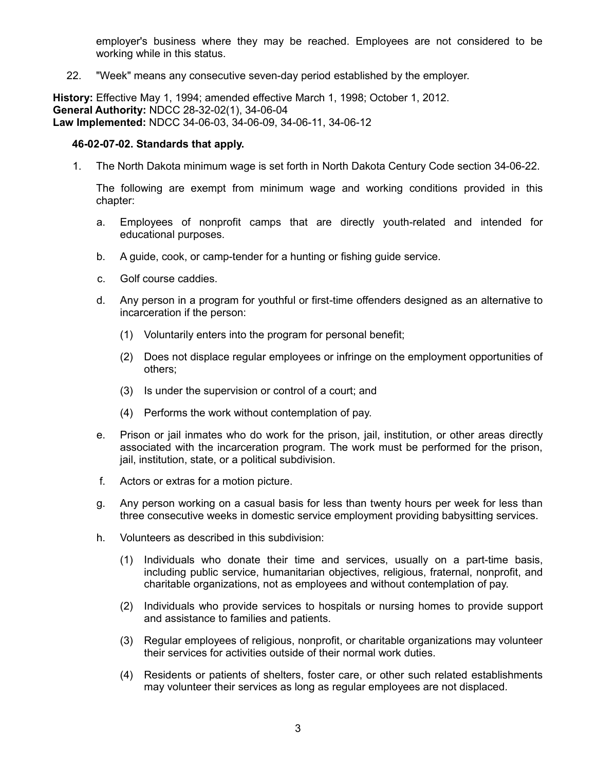employer's business where they may be reached. Employees are not considered to be working while in this status.

22. "Week" means any consecutive seven-day period established by the employer.

**History:** Effective May 1, 1994; amended effective March 1, 1998; October 1, 2012.
**General Authority:** NDCC 28-32-02(1), 34-06-04
**Law Implemented:** NDCC 34-06-03, 34-06-09, 34-06-11, 34-06-12

**46-02-07-02. Standards that apply.**

1. The North Dakota minimum wage is set forth in North Dakota Century Code section 34-06-22.

   The following are exempt from minimum wage and working conditions provided in this chapter:

   a. Employees of nonprofit camps that are directly youth-related and intended for educational purposes.

   b. A guide, cook, or camp-tender for a hunting or fishing guide service.

   c. Golf course caddies.

   d. Any person in a program for youthful or first-time offenders designed as an alternative to incarceration if the person:

      (1) Voluntarily enters into the program for personal benefit;

      (2) Does not displace regular employees or infringe on the employment opportunities of others;

      (3) Is under the supervision or control of a court; and

      (4) Performs the work without contemplation of pay.

   e. Prison or jail inmates who do work for the prison, jail, institution, or other areas directly associated with the incarceration program. The work must be performed for the prison, jail, institution, state, or a political subdivision.

   f. Actors or extras for a motion picture.

   g. Any person working on a casual basis for less than twenty hours per week for less than three consecutive weeks in domestic service employment providing babysitting services.

   h. Volunteers as described in this subdivision:

      (1) Individuals who donate their time and services, usually on a part-time basis, including public service, humanitarian objectives, religious, fraternal, nonprofit, and charitable organizations, not as employees and without contemplation of pay.

      (2) Individuals who provide services to hospitals or nursing homes to provide support and assistance to families and patients.

      (3) Regular employees of religious, nonprofit, or charitable organizations may volunteer their services for activities outside of their normal work duties.

      (4) Residents or patients of shelters, foster care, or other such related establishments may volunteer their services as long as regular employees are not displaced.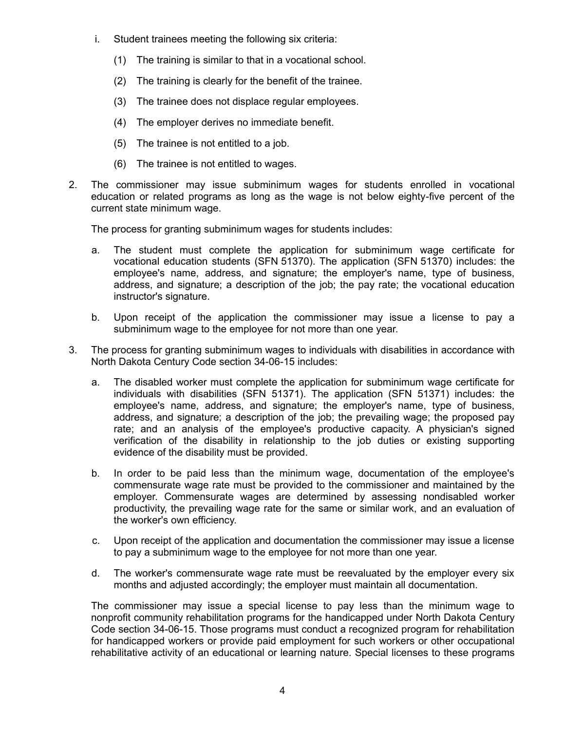i. Student trainees meeting the following six criteria:

   (1) The training is similar to that in a vocational school.

   (2) The training is clearly for the benefit of the trainee.

   (3) The trainee does not displace regular employees.

   (4) The employer derives no immediate benefit.

   (5) The trainee is not entitled to a job.

   (6) The trainee is not entitled to wages.

2. The commissioner may issue subminimum wages for students enrolled in vocational education or related programs as long as the wage is not below eighty-five percent of the current state minimum wage.

   The process for granting subminimum wages for students includes:

   a. The student must complete the application for subminimum wage certificate for vocational education students (SFN 51370). The application (SFN 51370) includes: the employee's name, address, and signature; the employer's name, type of business, address, and signature; a description of the job; the pay rate; the vocational education instructor's signature.

   b. Upon receipt of the application the commissioner may issue a license to pay a subminimum wage to the employee for not more than one year.

3. The process for granting subminimum wages to individuals with disabilities in accordance with North Dakota Century Code section 34-06-15 includes:

   a. The disabled worker must complete the application for subminimum wage certificate for individuals with disabilities (SFN 51371). The application (SFN 51371) includes: the employee's name, address, and signature; the employer's name, type of business, address, and signature; a description of the job; the prevailing wage; the proposed pay rate; and an analysis of the employee's productive capacity. A physician's signed verification of the disability in relationship to the job duties or existing supporting evidence of the disability must be provided.

   b. In order to be paid less than the minimum wage, documentation of the employee's commensurate wage rate must be provided to the commissioner and maintained by the employer. Commensurate wages are determined by assessing nondisabled worker productivity, the prevailing wage rate for the same or similar work, and an evaluation of the worker's own efficiency.

   c. Upon receipt of the application and documentation the commissioner may issue a license to pay a subminimum wage to the employee for not more than one year.

   d. The worker's commensurate wage rate must be reevaluated by the employer every six months and adjusted accordingly; the employer must maintain all documentation.

   The commissioner may issue a special license to pay less than the minimum wage to nonprofit community rehabilitation programs for the handicapped under North Dakota Century Code section 34-06-15. Those programs must conduct a recognized program for rehabilitation for handicapped workers or provide paid employment for such workers or other occupational rehabilitative activity of an educational or learning nature. Special licenses to these programs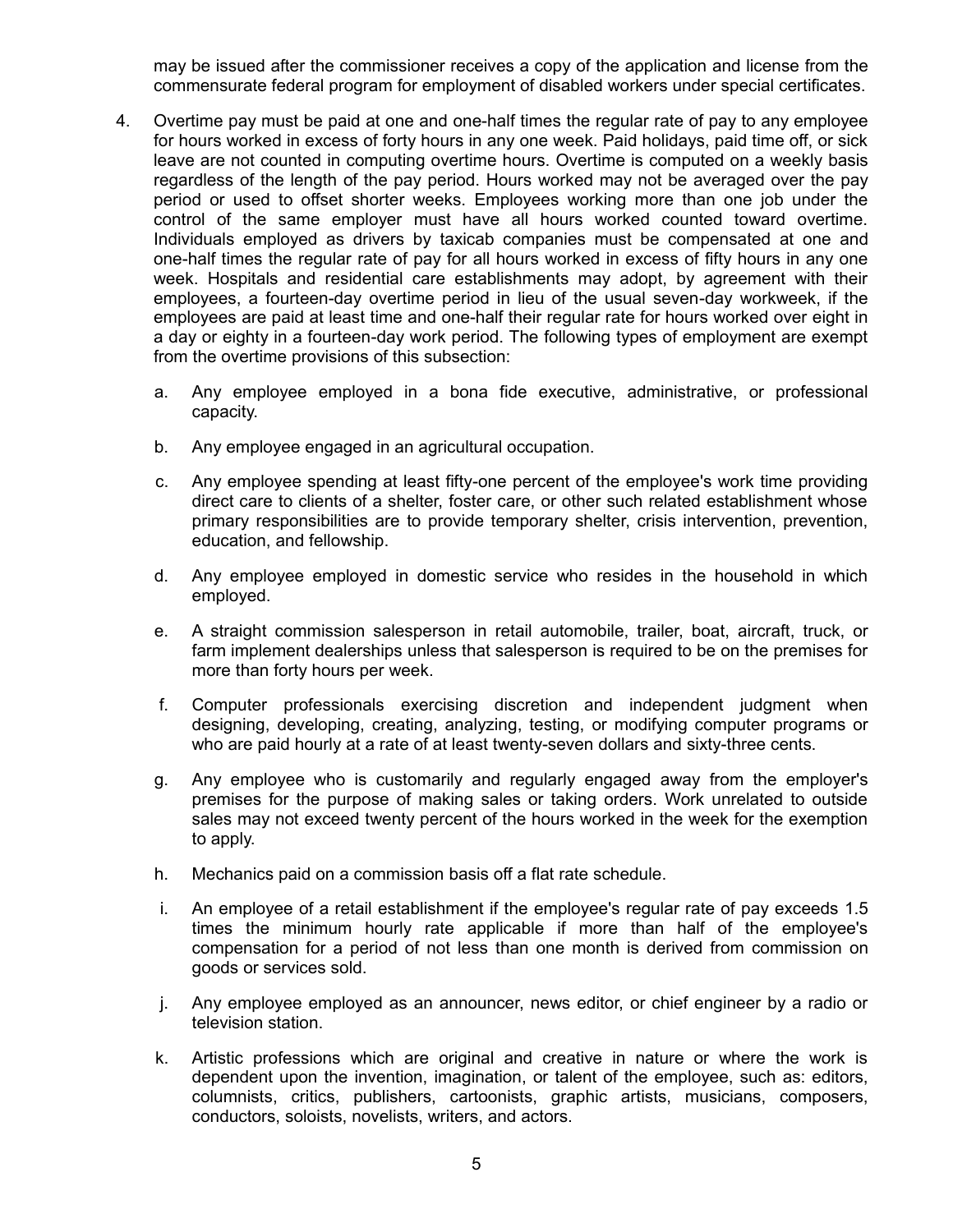may be issued after the commissioner receives a copy of the application and license from the commensurate federal program for employment of disabled workers under special certificates.

4. Overtime pay must be paid at one and one-half times the regular rate of pay to any employee for hours worked in excess of forty hours in any one week. Paid holidays, paid time off, or sick leave are not counted in computing overtime hours. Overtime is computed on a weekly basis regardless of the length of the pay period. Hours worked may not be averaged over the pay period or used to offset shorter weeks. Employees working more than one job under the control of the same employer must have all hours worked counted toward overtime. Individuals employed as drivers by taxicab companies must be compensated at one and one-half times the regular rate of pay for all hours worked in excess of fifty hours in any one week. Hospitals and residential care establishments may adopt, by agreement with their employees, a fourteen-day overtime period in lieu of the usual seven-day workweek, if the employees are paid at least time and one-half their regular rate for hours worked over eight in a day or eighty in a fourteen-day work period. The following types of employment are exempt from the overtime provisions of this subsection:

   a. Any employee employed in a bona fide executive, administrative, or professional capacity.

   b. Any employee engaged in an agricultural occupation.

   c. Any employee spending at least fifty-one percent of the employee's work time providing direct care to clients of a shelter, foster care, or other such related establishment whose primary responsibilities are to provide temporary shelter, crisis intervention, prevention, education, and fellowship.

   d. Any employee employed in domestic service who resides in the household in which employed.

   e. A straight commission salesperson in retail automobile, trailer, boat, aircraft, truck, or farm implement dealerships unless that salesperson is required to be on the premises for more than forty hours per week.

   f. Computer professionals exercising discretion and independent judgment when designing, developing, creating, analyzing, testing, or modifying computer programs or who are paid hourly at a rate of at least twenty-seven dollars and sixty-three cents.

   g. Any employee who is customarily and regularly engaged away from the employer's premises for the purpose of making sales or taking orders. Work unrelated to outside sales may not exceed twenty percent of the hours worked in the week for the exemption to apply.

   h. Mechanics paid on a commission basis off a flat rate schedule.

   i. An employee of a retail establishment if the employee's regular rate of pay exceeds 1.5 times the minimum hourly rate applicable if more than half of the employee's compensation for a period of not less than one month is derived from commission on goods or services sold.

   j. Any employee employed as an announcer, news editor, or chief engineer by a radio or television station.

   k. Artistic professions which are original and creative in nature or where the work is dependent upon the invention, imagination, or talent of the employee, such as: editors, columnists, critics, publishers, cartoonists, graphic artists, musicians, composers, conductors, soloists, novelists, writers, and actors.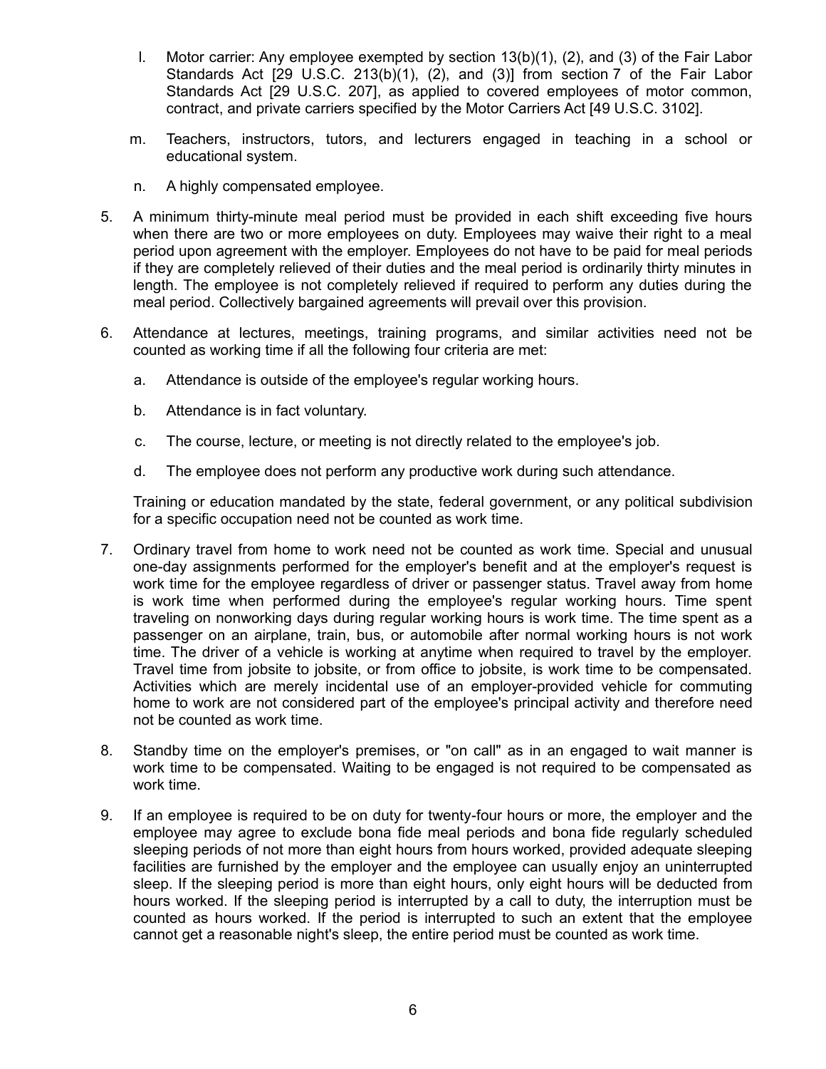l. Motor carrier: Any employee exempted by section 13(b)(1), (2), and (3) of the Fair Labor Standards Act [29 U.S.C. 213(b)(1), (2), and (3)] from section 7 of the Fair Labor Standards Act [29 U.S.C. 207], as applied to covered employees of motor common, contract, and private carriers specified by the Motor Carriers Act [49 U.S.C. 3102].

m. Teachers, instructors, tutors, and lecturers engaged in teaching in a school or educational system.

n. A highly compensated employee.

5. A minimum thirty-minute meal period must be provided in each shift exceeding five hours when there are two or more employees on duty. Employees may waive their right to a meal period upon agreement with the employer. Employees do not have to be paid for meal periods if they are completely relieved of their duties and the meal period is ordinarily thirty minutes in length. The employee is not completely relieved if required to perform any duties during the meal period. Collectively bargained agreements will prevail over this provision.

6. Attendance at lectures, meetings, training programs, and similar activities need not be counted as working time if all the following four criteria are met:

   a. Attendance is outside of the employee's regular working hours.

   b. Attendance is in fact voluntary.

   c. The course, lecture, or meeting is not directly related to the employee's job.

   d. The employee does not perform any productive work during such attendance.

   Training or education mandated by the state, federal government, or any political subdivision for a specific occupation need not be counted as work time.

7. Ordinary travel from home to work need not be counted as work time. Special and unusual one-day assignments performed for the employer's benefit and at the employer's request is work time for the employee regardless of driver or passenger status. Travel away from home is work time when performed during the employee's regular working hours. Time spent traveling on nonworking days during regular working hours is work time. The time spent as a passenger on an airplane, train, bus, or automobile after normal working hours is not work time. The driver of a vehicle is working at anytime when required to travel by the employer. Travel time from jobsite to jobsite, or from office to jobsite, is work time to be compensated. Activities which are merely incidental use of an employer-provided vehicle for commuting home to work are not considered part of the employee's principal activity and therefore need not be counted as work time.

8. Standby time on the employer's premises, or "on call" as in an engaged to wait manner is work time to be compensated. Waiting to be engaged is not required to be compensated as work time.

9. If an employee is required to be on duty for twenty-four hours or more, the employer and the employee may agree to exclude bona fide meal periods and bona fide regularly scheduled sleeping periods of not more than eight hours from hours worked, provided adequate sleeping facilities are furnished by the employer and the employee can usually enjoy an uninterrupted sleep. If the sleeping period is more than eight hours, only eight hours will be deducted from hours worked. If the sleeping period is interrupted by a call to duty, the interruption must be counted as hours worked. If the period is interrupted to such an extent that the employee cannot get a reasonable night's sleep, the entire period must be counted as work time.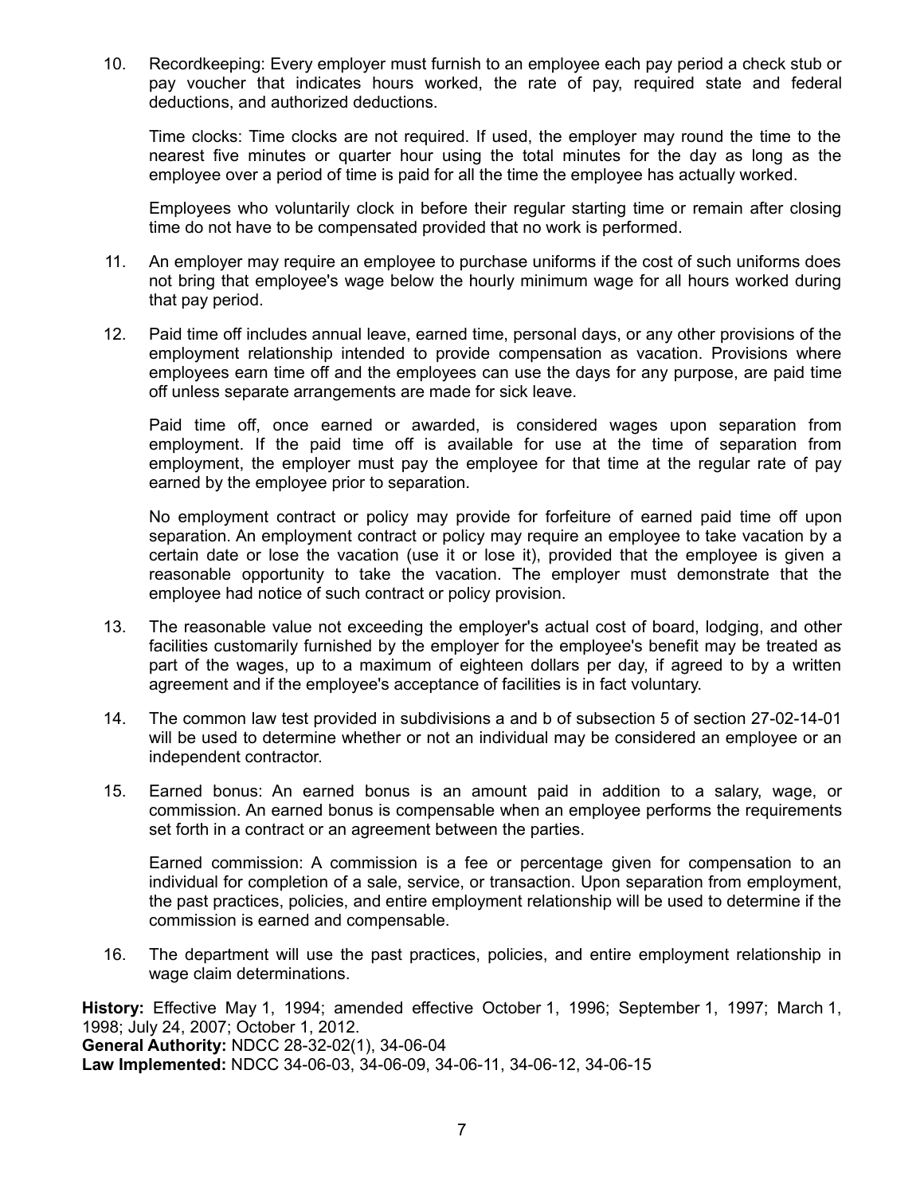10. Recordkeeping: Every employer must furnish to an employee each pay period a check stub or pay voucher that indicates hours worked, the rate of pay, required state and federal deductions, and authorized deductions.

    Time clocks: Time clocks are not required. If used, the employer may round the time to the nearest five minutes or quarter hour using the total minutes for the day as long as the employee over a period of time is paid for all the time the employee has actually worked.

    Employees who voluntarily clock in before their regular starting time or remain after closing time do not have to be compensated provided that no work is performed.

11. An employer may require an employee to purchase uniforms if the cost of such uniforms does not bring that employee's wage below the hourly minimum wage for all hours worked during that pay period.

12. Paid time off includes annual leave, earned time, personal days, or any other provisions of the employment relationship intended to provide compensation as vacation. Provisions where employees earn time off and the employees can use the days for any purpose, are paid time off unless separate arrangements are made for sick leave.

    Paid time off, once earned or awarded, is considered wages upon separation from employment. If the paid time off is available for use at the time of separation from employment, the employer must pay the employee for that time at the regular rate of pay earned by the employee prior to separation.

    No employment contract or policy may provide for forfeiture of earned paid time off upon separation. An employment contract or policy may require an employee to take vacation by a certain date or lose the vacation (use it or lose it), provided that the employee is given a reasonable opportunity to take the vacation. The employer must demonstrate that the employee had notice of such contract or policy provision.

13. The reasonable value not exceeding the employer's actual cost of board, lodging, and other facilities customarily furnished by the employer for the employee's benefit may be treated as part of the wages, up to a maximum of eighteen dollars per day, if agreed to by a written agreement and if the employee's acceptance of facilities is in fact voluntary.

14. The common law test provided in subdivisions a and b of subsection 5 of section 27-02-14-01 will be used to determine whether or not an individual may be considered an employee or an independent contractor.

15. Earned bonus: An earned bonus is an amount paid in addition to a salary, wage, or commission. An earned bonus is compensable when an employee performs the requirements set forth in a contract or an agreement between the parties.

    Earned commission: A commission is a fee or percentage given for compensation to an individual for completion of a sale, service, or transaction. Upon separation from employment, the past practices, policies, and entire employment relationship will be used to determine if the commission is earned and compensable.

16. The department will use the past practices, policies, and entire employment relationship in wage claim determinations.

**History:** Effective May 1, 1994; amended effective October 1, 1996; September 1, 1997; March 1, 1998; July 24, 2007; October 1, 2012.
**General Authority:** NDCC 28-32-02(1), 34-06-04
**Law Implemented:** NDCC 34-06-03, 34-06-09, 34-06-11, 34-06-12, 34-06-15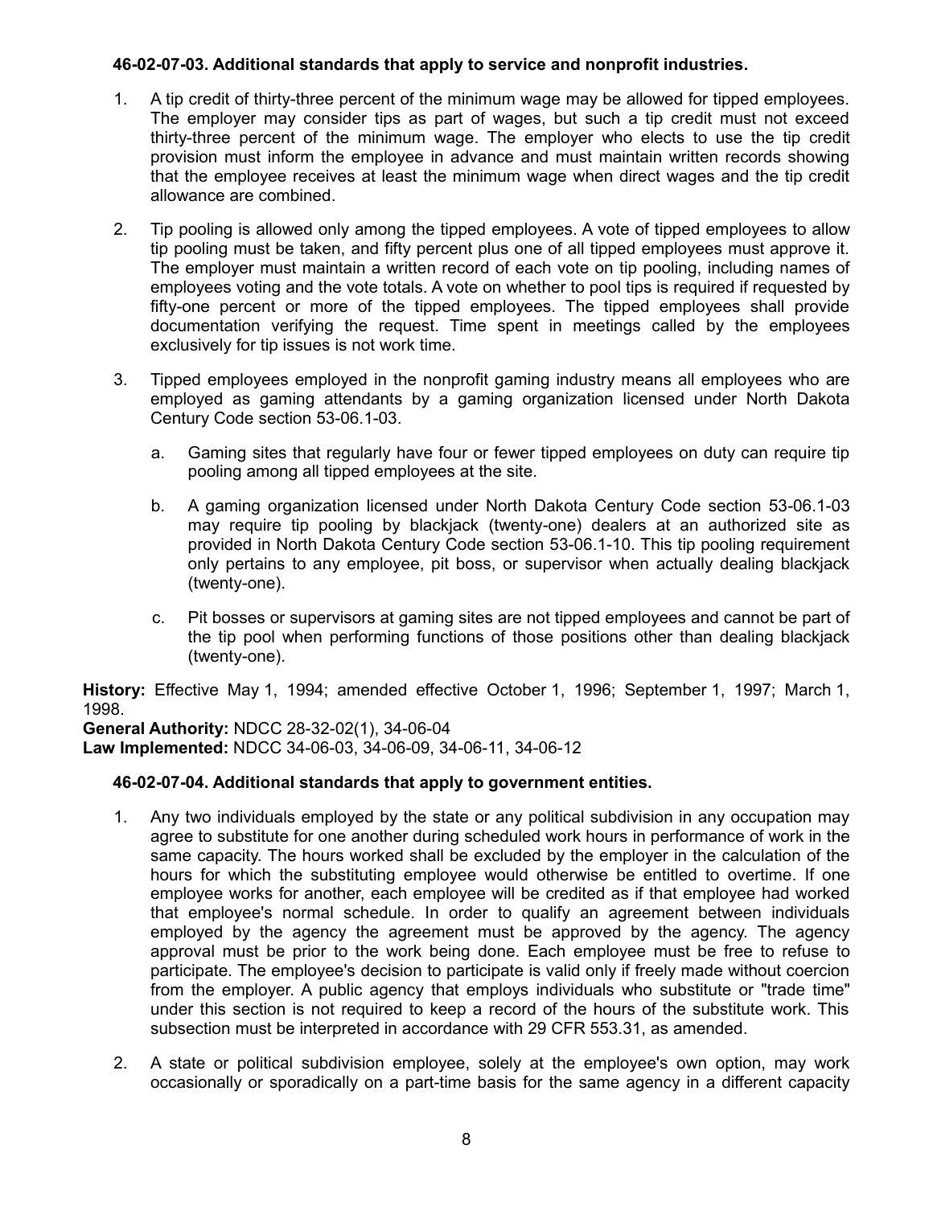**46-02-07-03. Additional standards that apply to service and nonprofit industries.**

1. A tip credit of thirty-three percent of the minimum wage may be allowed for tipped employees. The employer may consider tips as part of wages, but such a tip credit must not exceed thirty-three percent of the minimum wage. The employer who elects to use the tip credit provision must inform the employee in advance and must maintain written records showing that the employee receives at least the minimum wage when direct wages and the tip credit allowance are combined.

2. Tip pooling is allowed only among the tipped employees. A vote of tipped employees to allow tip pooling must be taken, and fifty percent plus one of all tipped employees must approve it. The employer must maintain a written record of each vote on tip pooling, including names of employees voting and the vote totals. A vote on whether to pool tips is required if requested by fifty-one percent or more of the tipped employees. The tipped employees shall provide documentation verifying the request. Time spent in meetings called by the employees exclusively for tip issues is not work time.

3. Tipped employees employed in the nonprofit gaming industry means all employees who are employed as gaming attendants by a gaming organization licensed under North Dakota Century Code section 53-06.1-03.

   a. Gaming sites that regularly have four or fewer tipped employees on duty can require tip pooling among all tipped employees at the site.

   b. A gaming organization licensed under North Dakota Century Code section 53-06.1-03 may require tip pooling by blackjack (twenty-one) dealers at an authorized site as provided in North Dakota Century Code section 53-06.1-10. This tip pooling requirement only pertains to any employee, pit boss, or supervisor when actually dealing blackjack (twenty-one).

   c. Pit bosses or supervisors at gaming sites are not tipped employees and cannot be part of the tip pool when performing functions of those positions other than dealing blackjack (twenty-one).

**History:** Effective May 1, 1994; amended effective October 1, 1996; September 1, 1997; March 1, 1998.
**General Authority:** NDCC 28-32-02(1), 34-06-04
**Law Implemented:** NDCC 34-06-03, 34-06-09, 34-06-11, 34-06-12

**46-02-07-04. Additional standards that apply to government entities.**

1. Any two individuals employed by the state or any political subdivision in any occupation may agree to substitute for one another during scheduled work hours in performance of work in the same capacity. The hours worked shall be excluded by the employer in the calculation of the hours for which the substituting employee would otherwise be entitled to overtime. If one employee works for another, each employee will be credited as if that employee had worked that employee's normal schedule. In order to qualify an agreement between individuals employed by the agency the agreement must be approved by the agency. The agency approval must be prior to the work being done. Each employee must be free to refuse to participate. The employee's decision to participate is valid only if freely made without coercion from the employer. A public agency that employs individuals who substitute or "trade time" under this section is not required to keep a record of the hours of the substitute work. This subsection must be interpreted in accordance with 29 CFR 553.31, as amended.

2. A state or political subdivision employee, solely at the employee's own option, may work occasionally or sporadically on a part-time basis for the same agency in a different capacity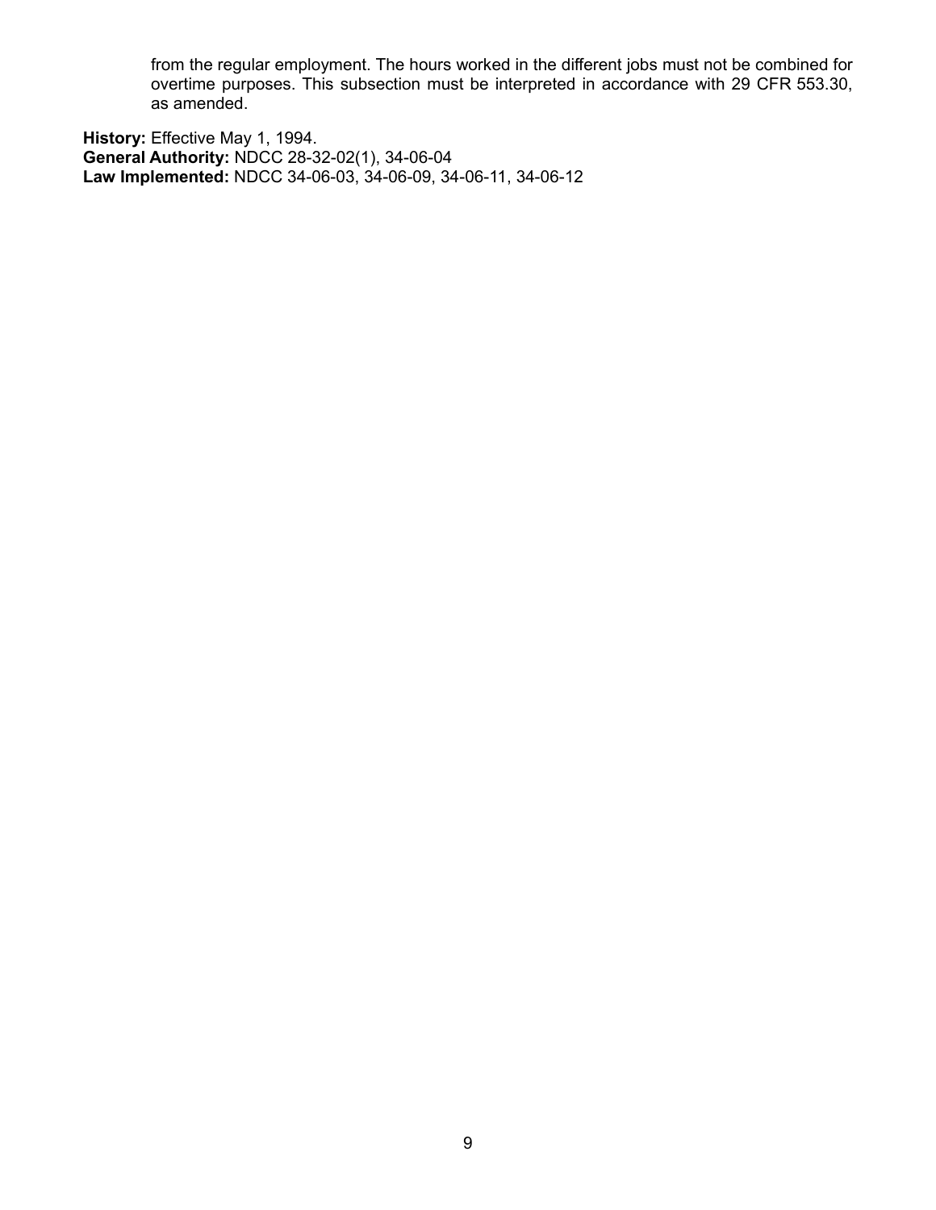from the regular employment. The hours worked in the different jobs must not be combined for overtime purposes. This subsection must be interpreted in accordance with 29 CFR 553.30, as amended.

**History:** Effective May 1, 1994.
**General Authority:** NDCC 28-32-02(1), 34-06-04
**Law Implemented:** NDCC 34-06-03, 34-06-09, 34-06-11, 34-06-12